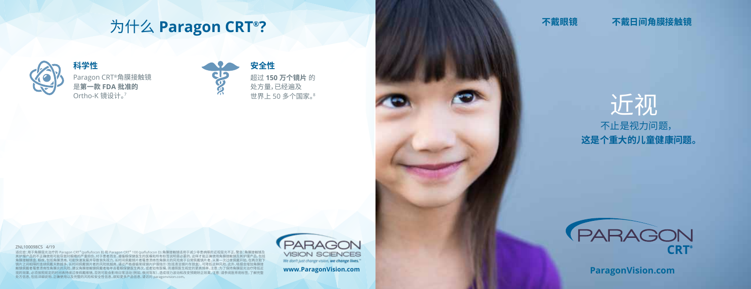# 为什么 Paragon CRT®?

### 科学性

Paragon CRT®角膜接触镜是**第一款 FDA 批准的** Ortho-K 镜设计。[7]

### 安全性

超过 **150 万个镜片** 的处方量，已经遍及世界上 50 多个国家。[8]

ZNL100098CS 4/19

适应症：用于角膜屈光治疗的 Paragon CRT® (paflufocon B) 和 Paragon CRT® 100 (paflufocon D) 角膜接触镜适用于减少非患病眼的近视屈光不正。警告：角膜接触镜及其护理产品的不正确使用可能导致对眼睛的严重损伤。对于患者而言，遵循眼保健医生的医嘱和所有标签说明是必要的，这样才能正确使用角膜接触镜及其护理产品，包括角膜接触镜盒。眼疾，包括角膜溃疡，可能快速发展并导致丧失视力。长时间佩戴镜片者罹患溃疡性角膜炎的风险高于日常佩戴镜片者，从第一次过夜佩戴开始，在两次取下镜片之间间隔的连续佩戴天数越多，长时间佩戴镜片者的风险就越高。通过严格遵循镜片护理指示（包括清洁镜片存放盒），可降低这种风险。此外，吸烟会增加角膜接触镜佩戴者罹患溃疡性角膜炎的风险。建议角膜接触镜佩戴者每年去看眼保健医生两次，或者如有医嘱，则遵照医生规定的更高频率。注意：为了保持角膜屈光治疗降低近视的效果，必须按照规定的时间表持续过夜佩戴镜片，否则可能会影响日常活动（例如，夜间驾车），造成视力波动和改变预期矫正效果。注意：请参阅医用相标签，了解完整处方信息，包括详细说明，正确使用以及完整的风险和安全性信息。欲知更多产品信息，请访问 paragonvision.com。

PARAGON VISION SCIENCES

*We don't just change vision, we change lives.™*

**www.ParagonVision.com**

**不戴眼镜** **不戴日间角膜接触镜**

# 近视

不止是视力问题，
**这是个重大的儿童健康问题。**

PARAGON CRT®

**ParagonVision.com**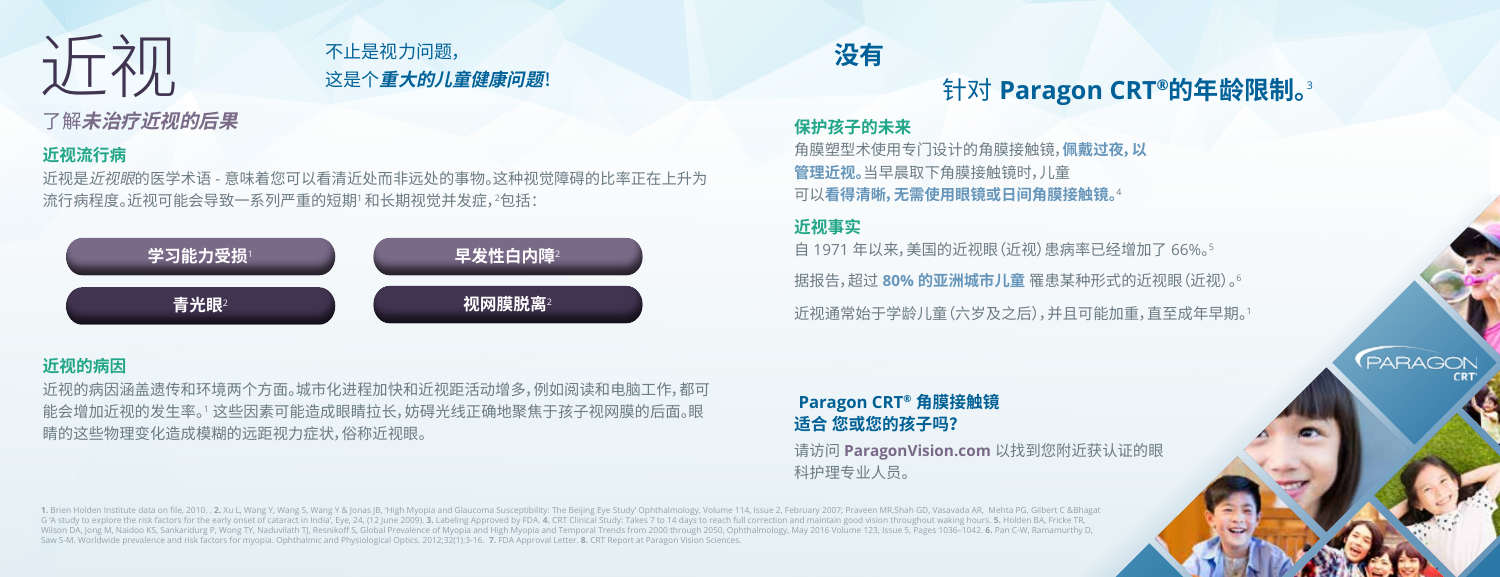# 近视

不止是视力问题，
这是个***重大的儿童健康问题***！

## 了解***未治疗近视的后果***

### 近视流行病

近视是*近视眼*的医学术语 - 意味着您可以看清近处而非远处的事物。这种视觉障碍的比率正在上升为流行病程度。近视可能会导致一系列严重的短期[1] 和长期视觉并发症，[2]包括：

**学习能力受损**[1]

**早发性白内障**[2]

**青光眼**[2]

**视网膜脱离**[2]

### 近视的病因

近视的病因涵盖遗传和环境两个方面。城市化进程加快和近视距活动增多，例如阅读和电脑工作，都可能会增加近视的发生率。[1] 这些因素可能造成眼睛拉长，妨碍光线正确地聚焦于孩子视网膜的后面。眼睛的这些物理变化造成模糊的远距视力症状，俗称近视眼。

## 没有

## 针对 **Paragon CRT®的年龄限制。**[3]

### 保护孩子的未来

角膜塑型术使用专门设计的角膜接触镜，**佩戴过夜，以管理近视。**当早晨取下角膜接触镜时，儿童可以**看得清晰，无需使用眼镜或日间角膜接触镜。**[4]

### 近视事实

自 1971 年以来，美国的近视眼（近视）患病率已经增加了 66%。[5]

据报告，超过 **80% 的亚洲城市儿童** 罹患某种形式的近视眼（近视）。[6]

近视通常始于学龄儿童（六岁及之后），并且可能加重，直至成年早期。[1]

### Paragon CRT® 角膜接触镜
### 适合 您或您的孩子吗？

请访问 **ParagonVision.com** 以找到您附近获认证的眼科护理专业人员。

**1.** Brien Holden Institute data on file, 2010. . **2.** Xu L, Wang Y, Wang S, Wang Y & Jonas JB, 'High Myopia and Glaucoma Susceptibility: The Beijing Eye Study' Ophthalmology, Volume 114, Issue 2, February 2007; Praveen MR,Shah GD, Vasavada AR, Mehta PG, Gilbert C &Bhagat G 'A study to explore the risk factors for the early onset of cataract in India', Eye, 24, (12 June 2009). **3.** Labeling Approved by FDA. **4.** CRT Clinical Study: Takes 7 to 14 days to reach full correction and maintain good vision throughout waking hours. **5.** Holden BA, Fricke TR, Wilson DA, Jong M, Naidoo KS, Sankaridurg P, Wong TY, Naduvilath TJ, Resnikoff S, Global Prevalence of Myopia and High Myopia and Temporal Trends from 2000 through 2050, Ophthalmology, May 2016 Volume 123, Issue 5, Pages 1036–1042. **6.** Pan C-W, Ramamurthy D, Saw S-M. Worldwide prevalence and risk factors for myopia. Ophthalmic and Physiological Optics. 2012;32(1):3-16. **7.** FDA Approval Letter. **8.** CRT Report at Paragon Vision Sciences.